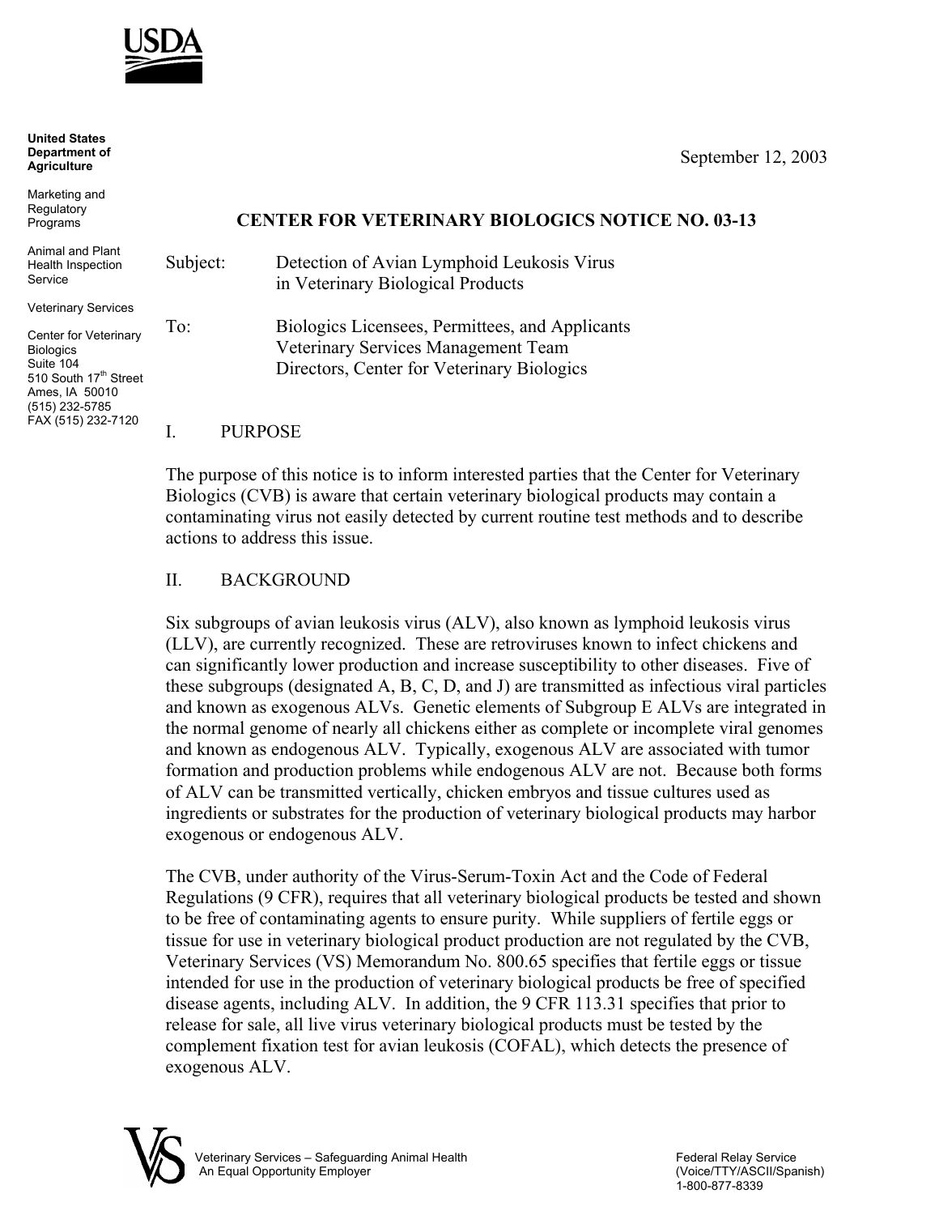USDA

**United States Department of Agriculture**

Marketing and Regulatory Programs

Animal and Plant Health Inspection Service

Veterinary Services

Center for Veterinary Biologics
Suite 104
510 South 17th Street
Ames, IA 50010
(515) 232-5785
FAX (515) 232-7120

September 12, 2003

## CENTER FOR VETERINARY BIOLOGICS NOTICE NO. 03-13

Subject: Detection of Avian Lymphoid Leukosis Virus in Veterinary Biological Products

To: Biologics Licensees, Permittees, and Applicants
Veterinary Services Management Team
Directors, Center for Veterinary Biologics

### I. PURPOSE

The purpose of this notice is to inform interested parties that the Center for Veterinary Biologics (CVB) is aware that certain veterinary biological products may contain a contaminating virus not easily detected by current routine test methods and to describe actions to address this issue.

### II. BACKGROUND

Six subgroups of avian leukosis virus (ALV), also known as lymphoid leukosis virus (LLV), are currently recognized. These are retroviruses known to infect chickens and can significantly lower production and increase susceptibility to other diseases. Five of these subgroups (designated A, B, C, D, and J) are transmitted as infectious viral particles and known as exogenous ALVs. Genetic elements of Subgroup E ALVs are integrated in the normal genome of nearly all chickens either as complete or incomplete viral genomes and known as endogenous ALV. Typically, exogenous ALV are associated with tumor formation and production problems while endogenous ALV are not. Because both forms of ALV can be transmitted vertically, chicken embryos and tissue cultures used as ingredients or substrates for the production of veterinary biological products may harbor exogenous or endogenous ALV.

The CVB, under authority of the Virus-Serum-Toxin Act and the Code of Federal Regulations (9 CFR), requires that all veterinary biological products be tested and shown to be free of contaminating agents to ensure purity. While suppliers of fertile eggs or tissue for use in veterinary biological product production are not regulated by the CVB, Veterinary Services (VS) Memorandum No. 800.65 specifies that fertile eggs or tissue intended for use in the production of veterinary biological products be free of specified disease agents, including ALV. In addition, the 9 CFR 113.31 specifies that prior to release for sale, all live virus veterinary biological products must be tested by the complement fixation test for avian leukosis (COFAL), which detects the presence of exogenous ALV.

Veterinary Services – Safeguarding Animal Health
An Equal Opportunity Employer

Federal Relay Service
(Voice/TTY/ASCII/Spanish)
1-800-877-8339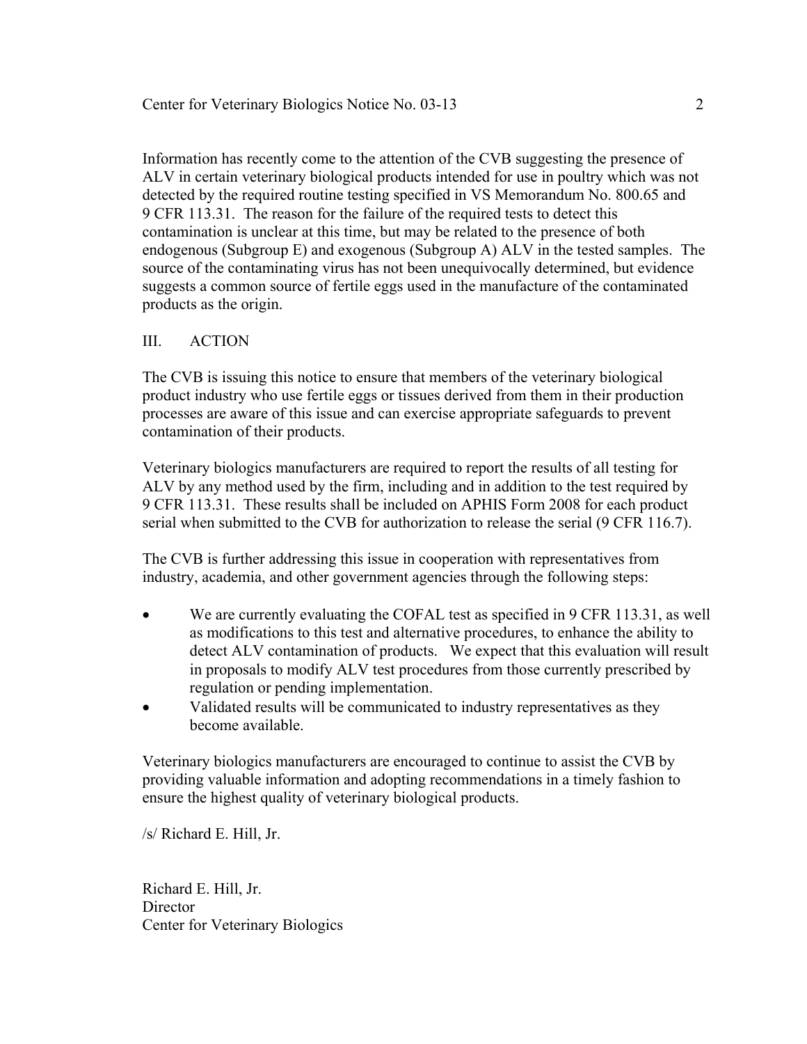Information has recently come to the attention of the CVB suggesting the presence of ALV in certain veterinary biological products intended for use in poultry which was not detected by the required routine testing specified in VS Memorandum No. 800.65 and 9 CFR 113.31. The reason for the failure of the required tests to detect this contamination is unclear at this time, but may be related to the presence of both endogenous (Subgroup E) and exogenous (Subgroup A) ALV in the tested samples. The source of the contaminating virus has not been unequivocally determined, but evidence suggests a common source of fertile eggs used in the manufacture of the contaminated products as the origin.

## III. ACTION

The CVB is issuing this notice to ensure that members of the veterinary biological product industry who use fertile eggs or tissues derived from them in their production processes are aware of this issue and can exercise appropriate safeguards to prevent contamination of their products.

Veterinary biologics manufacturers are required to report the results of all testing for ALV by any method used by the firm, including and in addition to the test required by 9 CFR 113.31. These results shall be included on APHIS Form 2008 for each product serial when submitted to the CVB for authorization to release the serial (9 CFR 116.7).

The CVB is further addressing this issue in cooperation with representatives from industry, academia, and other government agencies through the following steps:

- We are currently evaluating the COFAL test as specified in 9 CFR 113.31, as well as modifications to this test and alternative procedures, to enhance the ability to detect ALV contamination of products. We expect that this evaluation will result in proposals to modify ALV test procedures from those currently prescribed by regulation or pending implementation.
- Validated results will be communicated to industry representatives as they become available.

Veterinary biologics manufacturers are encouraged to continue to assist the CVB by providing valuable information and adopting recommendations in a timely fashion to ensure the highest quality of veterinary biological products.

/s/ Richard E. Hill, Jr.

Richard E. Hill, Jr.
Director
Center for Veterinary Biologics